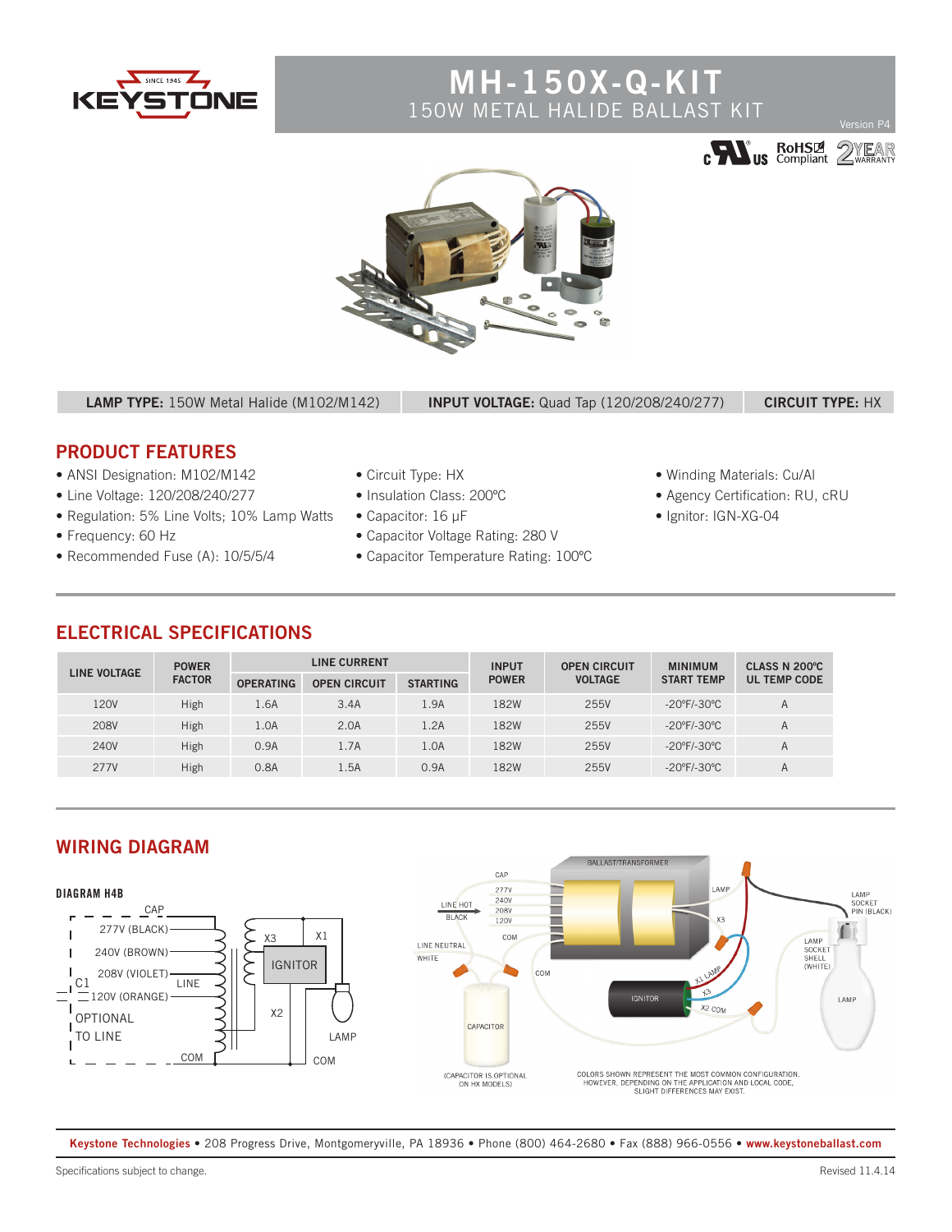# MH-150X-Q-KIT

## 150W METAL HALIDE BALLAST KIT

Version P4

RoHS Compliant · 2 YEAR WARRANTY

**LAMP TYPE:** 150W Metal Halide (M102/M142) | **INPUT VOLTAGE:** Quad Tap (120/208/240/277) | **CIRCUIT TYPE:** HX

## PRODUCT FEATURES

- ANSI Designation: M102/M142
- Line Voltage: 120/208/240/277
- Regulation: 5% Line Volts; 10% Lamp Watts
- Frequency: 60 Hz
- Recommended Fuse (A): 10/5/5/4
- Circuit Type: HX
- Insulation Class: 200ºC
- Capacitor: 16 μF
- Capacitor Voltage Rating: 280 V
- Capacitor Temperature Rating: 100ºC
- Winding Materials: Cu/Al
- Agency Certification: RU, cRU
- Ignitor: IGN-XG-04

## ELECTRICAL SPECIFICATIONS

| LINE VOLTAGE | POWER FACTOR | LINE CURRENT | | | INPUT POWER | OPEN CIRCUIT VOLTAGE | MINIMUM START TEMP | CLASS N 200ºC UL TEMP CODE |
|---|---|---|---|---|---|---|---|---|
| | | OPERATING | OPEN CIRCUIT | STARTING | | | | |
| 120V | High | 1.6A | 3.4A | 1.9A | 182W | 255V | -20ºF/-30ºC | A |
| 208V | High | 1.0A | 2.0A | 1.2A | 182W | 255V | -20ºF/-30ºC | A |
| 240V | High | 0.9A | 1.7A | 1.0A | 182W | 255V | -20ºF/-30ºC | A |
| 277V | High | 0.8A | 1.5A | 0.9A | 182W | 255V | -20ºF/-30ºC | A |

## WIRING DIAGRAM

**DIAGRAM H4B**

CAP, 277V (BLACK), 240V (BROWN), 208V (VIOLET), 120V (ORANGE), C1, OPTIONAL TO LINE, COM, X3, X1, IGNITOR, LINE, X2, LAMP, COM

BALLAST/TRANSFORMER, CAP, 277V, 240V, 208V, 120V, COM, LINE HOT BLACK, LINE NEUTRAL WHITE, COM, LAMP, X3, X1 LAMP, X3, X2 COM, IGNITOR, CAPACITOR, LAMP SOCKET PIN (BLACK), LAMP SOCKET SHELL (WHITE), LAMP

(CAPACITOR IS OPTIONAL ON HX MODELS)

COLORS SHOWN REPRESENT THE MOST COMMON CONFIGURATION. HOWEVER, DEPENDING ON THE APPLICATION AND LOCAL CODE, SLIGHT DIFFERENCES MAY EXIST.

**Keystone Technologies** • 208 Progress Drive, Montgomeryville, PA 18936 • Phone (800) 464-2680 • Fax (888) 966-0556 • **www.keystoneballast.com**

Specifications subject to change. Revised 11.4.14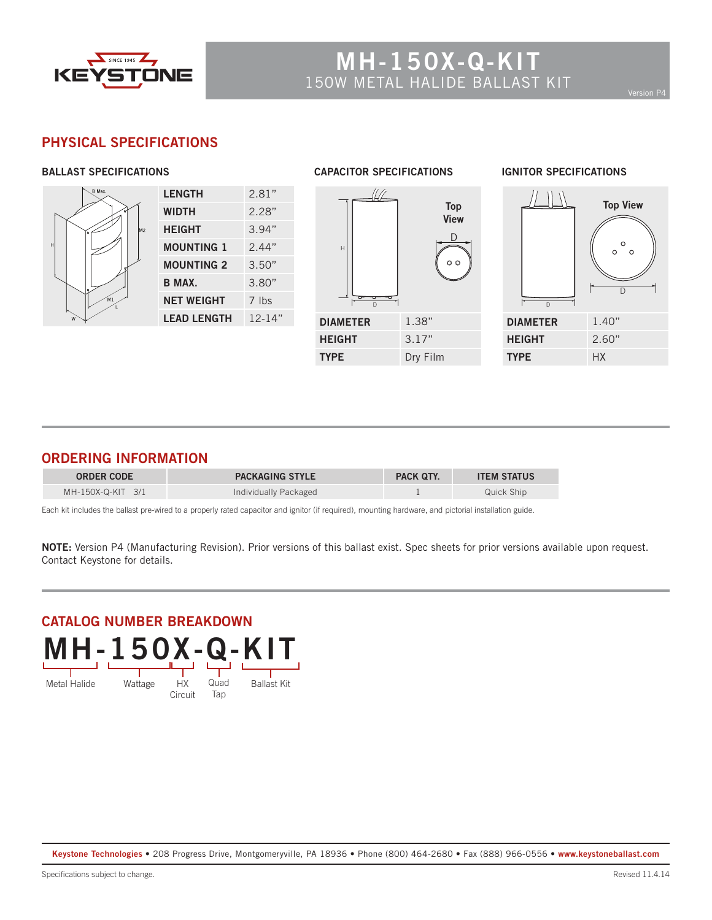# MH-150X-Q-KIT
## 150W METAL HALIDE BALLAST KIT

Version P4

## PHYSICAL SPECIFICATIONS

### BALLAST SPECIFICATIONS

| | |
|---|---|
| LENGTH | 2.81" |
| WIDTH | 2.28" |
| HEIGHT | 3.94" |
| MOUNTING 1 | 2.44" |
| MOUNTING 2 | 3.50" |
| B MAX. | 3.80" |
| NET WEIGHT | 7 lbs |
| LEAD LENGTH | 12-14" |

### CAPACITOR SPECIFICATIONS

| | |
|---|---|
| DIAMETER | 1.38" |
| HEIGHT | 3.17" |
| TYPE | Dry Film |

### IGNITOR SPECIFICATIONS

| | |
|---|---|
| DIAMETER | 1.40" |
| HEIGHT | 2.60" |
| TYPE | HX |

## ORDERING INFORMATION

| ORDER CODE | PACKAGING STYLE | PACK QTY. | ITEM STATUS |
|---|---|---|---|
| MH-150X-Q-KIT 3/1 | Individually Packaged | 1 | Quick Ship |

Each kit includes the ballast pre-wired to a properly rated capacitor and ignitor (if required), mounting hardware, and pictorial installation guide.

**NOTE:** Version P4 (Manufacturing Revision). Prior versions of this ballast exist. Spec sheets for prior versions available upon request. Contact Keystone for details.

## CATALOG NUMBER BREAKDOWN

**MH-150X-Q-KIT**

- MH: Metal Halide
- 150: Wattage
- X: HX Circuit
- Q: Quad Tap
- KIT: Ballast Kit

**Keystone Technologies** • 208 Progress Drive, Montgomeryville, PA 18936 • Phone (800) 464-2680 • Fax (888) 966-0556 • **www.keystoneballast.com**

Specifications subject to change.

Revised 11.4.14